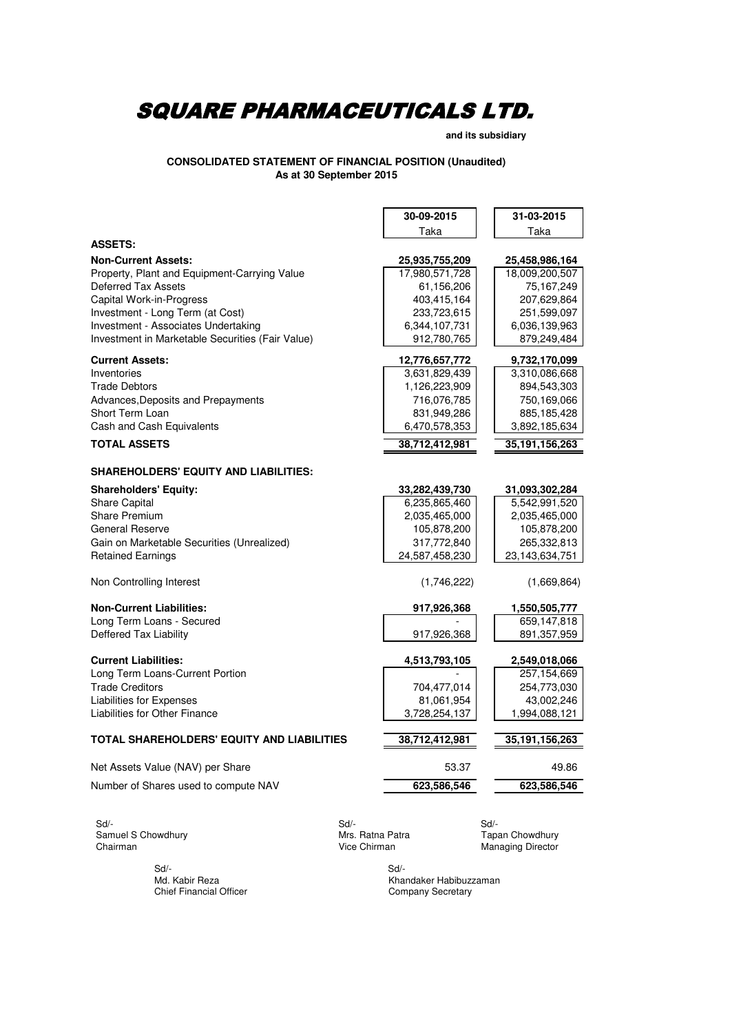# SQUARE PHARMACEUTICALS LTD.

**and its subsidiary**

**CONSOLIDATED STATEMENT OF FINANCIAL POSITION (Unaudited)**
**As at 30 September 2015**

| | 30-09-2015 | 31-03-2015 |
|---|---|---|
| | Taka | Taka |
| **ASSETS:** | | |
| **Non-Current Assets:** | **25,935,755,209** | **25,458,986,164** |
| Property, Plant and Equipment-Carrying Value | 17,980,571,728 | 18,009,200,507 |
| Deferred Tax Assets | 61,156,206 | 75,167,249 |
| Capital Work-in-Progress | 403,415,164 | 207,629,864 |
| Investment - Long Term (at Cost) | 233,723,615 | 251,599,097 |
| Investment - Associates Undertaking | 6,344,107,731 | 6,036,139,963 |
| Investment in Marketable Securities (Fair Value) | 912,780,765 | 879,249,484 |
| **Current Assets:** | **12,776,657,772** | **9,732,170,099** |
| Inventories | 3,631,829,439 | 3,310,086,668 |
| Trade Debtors | 1,126,223,909 | 894,543,303 |
| Advances,Deposits and Prepayments | 716,076,785 | 750,169,066 |
| Short Term Loan | 831,949,286 | 885,185,428 |
| Cash and Cash Equivalents | 6,470,578,353 | 3,892,185,634 |
| **TOTAL ASSETS** | **38,712,412,981** | **35,191,156,263** |
| **SHAREHOLDERS' EQUITY AND LIABILITIES:** | | |
| **Shareholders' Equity:** | **33,282,439,730** | **31,093,302,284** |
| Share Capital | 6,235,865,460 | 5,542,991,520 |
| Share Premium | 2,035,465,000 | 2,035,465,000 |
| General Reserve | 105,878,200 | 105,878,200 |
| Gain on Marketable Securities (Unrealized) | 317,772,840 | 265,332,813 |
| Retained Earnings | 24,587,458,230 | 23,143,634,751 |
| Non Controlling Interest | (1,746,222) | (1,669,864) |
| **Non-Current Liabilities:** | **917,926,368** | **1,550,505,777** |
| Long Term Loans - Secured | - | 659,147,818 |
| Deffered Tax Liability | 917,926,368 | 891,357,959 |
| **Current Liabilities:** | **4,513,793,105** | **2,549,018,066** |
| Long Term Loans-Current Portion | - | 257,154,669 |
| Trade Creditors | 704,477,014 | 254,773,030 |
| Liabilities for Expenses | 81,061,954 | 43,002,246 |
| Liabilities for Other Finance | 3,728,254,137 | 1,994,088,121 |
| **TOTAL SHAREHOLDERS' EQUITY AND LIABILITIES** | **38,712,412,981** | **35,191,156,263** |
| Net Assets Value (NAV) per Share | 53.37 | 49.86 |
| Number of Shares used to compute NAV | **623,586,546** | **623,586,546** |

Sd/-
Samuel S Chowdhury
Chairman

Sd/-
Mrs. Ratna Patra
Vice Chirman

Sd/-
Tapan Chowdhury
Managing Director

Sd/-
Md. Kabir Reza
Chief Financial Officer

Sd/-
Khandaker Habibuzzaman
Company Secretary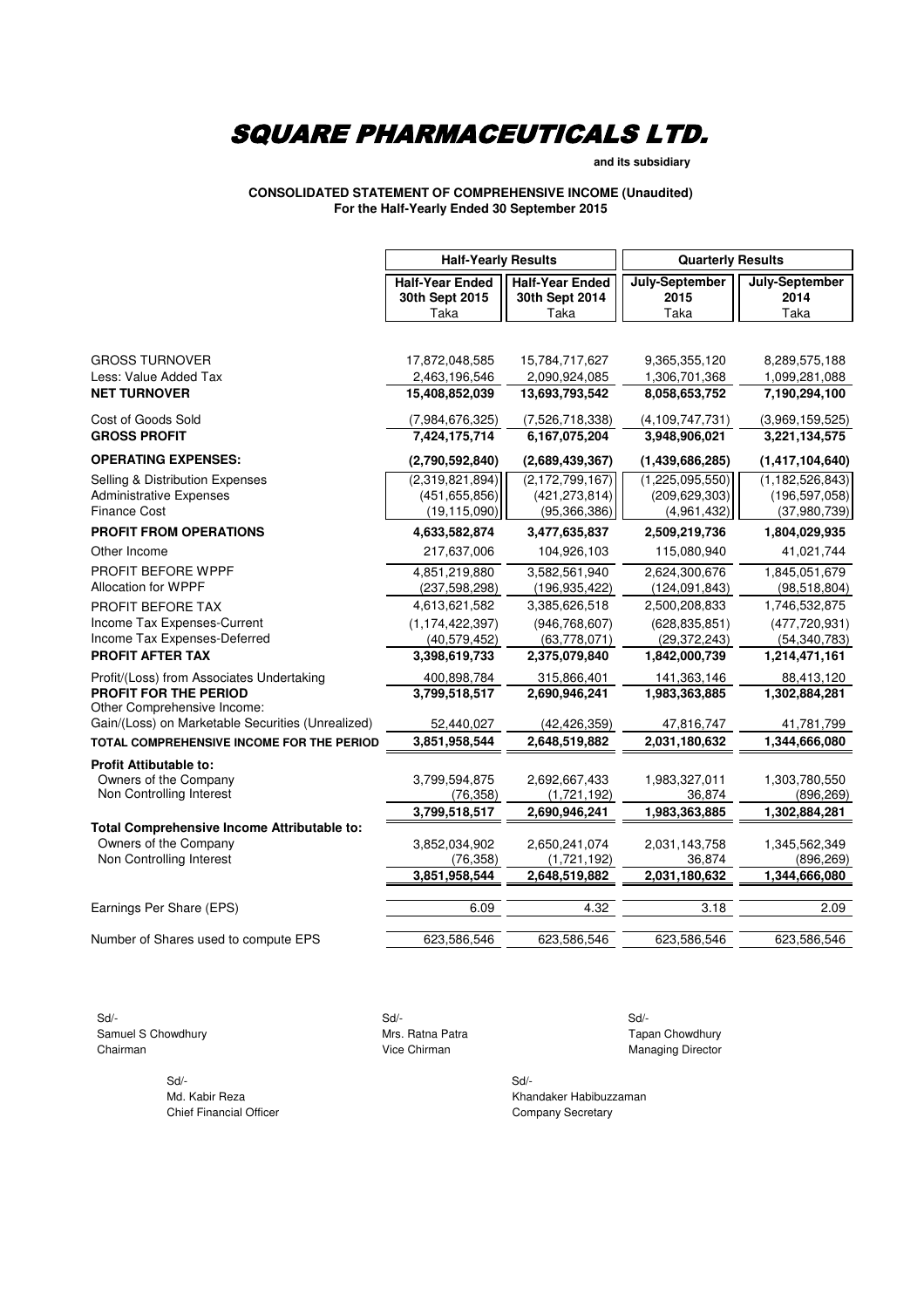# SQUARE PHARMACEUTICALS LTD.

**and its subsidiary**

**CONSOLIDATED STATEMENT OF COMPREHENSIVE INCOME (Unaudited)**
**For the Half-Yearly Ended 30 September 2015**

| | Half-Yearly Results | | Quarterly Results | |
|---|---|---|---|---|
| | Half-Year Ended 30th Sept 2015 Taka | Half-Year Ended 30th Sept 2014 Taka | July-September 2015 Taka | July-September 2014 Taka |
| GROSS TURNOVER | 17,872,048,585 | 15,784,717,627 | 9,365,355,120 | 8,289,575,188 |
| Less: Value Added Tax | 2,463,196,546 | 2,090,924,085 | 1,306,701,368 | 1,099,281,088 |
| **NET TURNOVER** | **15,408,852,039** | **13,693,793,542** | **8,058,653,752** | **7,190,294,100** |
| Cost of Goods Sold | (7,984,676,325) | (7,526,718,338) | (4,109,747,731) | (3,969,159,525) |
| **GROSS PROFIT** | **7,424,175,714** | **6,167,075,204** | **3,948,906,021** | **3,221,134,575** |
| **OPERATING EXPENSES:** | **(2,790,592,840)** | **(2,689,439,367)** | **(1,439,686,285)** | **(1,417,104,640)** |
| Selling & Distribution Expenses | (2,319,821,894) | (2,172,799,167) | (1,225,095,550) | (1,182,526,843) |
| Administrative Expenses | (451,655,856) | (421,273,814) | (209,629,303) | (196,597,058) |
| Finance Cost | (19,115,090) | (95,366,386) | (4,961,432) | (37,980,739) |
| **PROFIT FROM OPERATIONS** | **4,633,582,874** | **3,477,635,837** | **2,509,219,736** | **1,804,029,935** |
| Other Income | 217,637,006 | 104,926,103 | 115,080,940 | 41,021,744 |
| PROFIT BEFORE WPPF | 4,851,219,880 | 3,582,561,940 | 2,624,300,676 | 1,845,051,679 |
| Allocation for WPPF | (237,598,298) | (196,935,422) | (124,091,843) | (98,518,804) |
| PROFIT BEFORE TAX | 4,613,621,582 | 3,385,626,518 | 2,500,208,833 | 1,746,532,875 |
| Income Tax Expenses-Current | (1,174,422,397) | (946,768,607) | (628,835,851) | (477,720,931) |
| Income Tax Expenses-Deferred | (40,579,452) | (63,778,071) | (29,372,243) | (54,340,783) |
| **PROFIT AFTER TAX** | **3,398,619,733** | **2,375,079,840** | **1,842,000,739** | **1,214,471,161** |
| Profit/(Loss) from Associates Undertaking | 400,898,784 | 315,866,401 | 141,363,146 | 88,413,120 |
| **PROFIT FOR THE PERIOD** | **3,799,518,517** | **2,690,946,241** | **1,983,363,885** | **1,302,884,281** |
| Other Comprehensive Income: | | | | |
| Gain/(Loss) on Marketable Securities (Unrealized) | 52,440,027 | (42,426,359) | 47,816,747 | 41,781,799 |
| **TOTAL COMPREHENSIVE INCOME FOR THE PERIOD** | **3,851,958,544** | **2,648,519,882** | **2,031,180,632** | **1,344,666,080** |
| **Profit Attibutable to:** | | | | |
| Owners of the Company | 3,799,594,875 | 2,692,667,433 | 1,983,327,011 | 1,303,780,550 |
| Non Controlling Interest | (76,358) | (1,721,192) | 36,874 | (896,269) |
| | **3,799,518,517** | **2,690,946,241** | **1,983,363,885** | **1,302,884,281** |
| **Total Comprehensive Income Attributable to:** | | | | |
| Owners of the Company | 3,852,034,902 | 2,650,241,074 | 2,031,143,758 | 1,345,562,349 |
| Non Controlling Interest | (76,358) | (1,721,192) | 36,874 | (896,269) |
| | **3,851,958,544** | **2,648,519,882** | **2,031,180,632** | **1,344,666,080** |
| Earnings Per Share (EPS) | 6.09 | 4.32 | 3.18 | 2.09 |
| Number of Shares used to compute EPS | 623,586,546 | 623,586,546 | 623,586,546 | 623,586,546 |

Sd/-
Samuel S Chowdhury
Chairman

Sd/-
Mrs. Ratna Patra
Vice Chirman

Sd/-
Tapan Chowdhury
Managing Director

Sd/-
Md. Kabir Reza
Chief Financial Officer

Sd/-
Khandaker Habibuzzaman
Company Secretary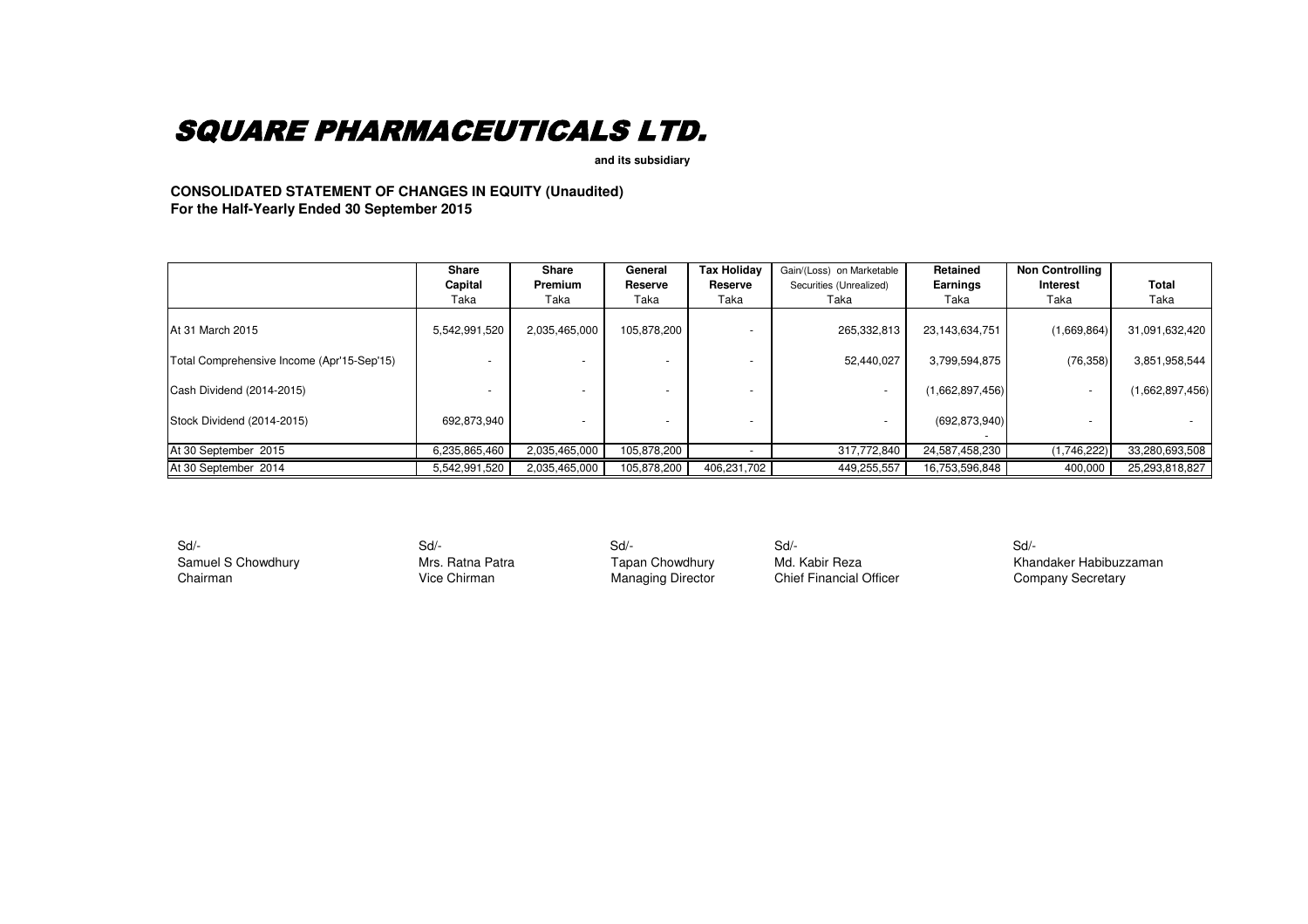# SQUARE PHARMACEUTICALS LTD.

**and its subsidiary**

**CONSOLIDATED STATEMENT OF CHANGES IN EQUITY (Unaudited)**
**For the Half-Yearly Ended 30 September 2015**

| | **Share Capital** Taka | **Share Premium** Taka | **General Reserve** Taka | **Tax Holiday Reserve** Taka | Gain/(Loss) on Marketable Securities (Unrealized) Taka | **Retained Earnings** Taka | **Non Controlling Interest** Taka | **Total** Taka |
|---|---|---|---|---|---|---|---|---|
| At 31 March 2015 | 5,542,991,520 | 2,035,465,000 | 105,878,200 | - | 265,332,813 | 23,143,634,751 | (1,669,864) | 31,091,632,420 |
| Total Comprehensive Income (Apr'15-Sep'15) | - | - | - | - | 52,440,027 | 3,799,594,875 | (76,358) | 3,851,958,544 |
| Cash Dividend (2014-2015) | - | - | - | - | - | (1,662,897,456) | - | (1,662,897,456) |
| Stock Dividend (2014-2015) | 692,873,940 | - | - | - | - | (692,873,940) - | - | - |
| At 30 September 2015 | 6,235,865,460 | 2,035,465,000 | 105,878,200 | - | 317,772,840 | 24,587,458,230 | (1,746,222) | 33,280,693,508 |
| At 30 September 2014 | 5,542,991,520 | 2,035,465,000 | 105,878,200 | 406,231,702 | 449,255,557 | 16,753,596,848 | 400,000 | 25,293,818,827 |

Sd/-
Samuel S Chowdhury
Chairman

Sd/-
Mrs. Ratna Patra
Vice Chirman

Sd/-
Tapan Chowdhury
Managing Director

Sd/-
Md. Kabir Reza
Chief Financial Officer

Sd/-
Khandaker Habibuzzaman
Company Secretary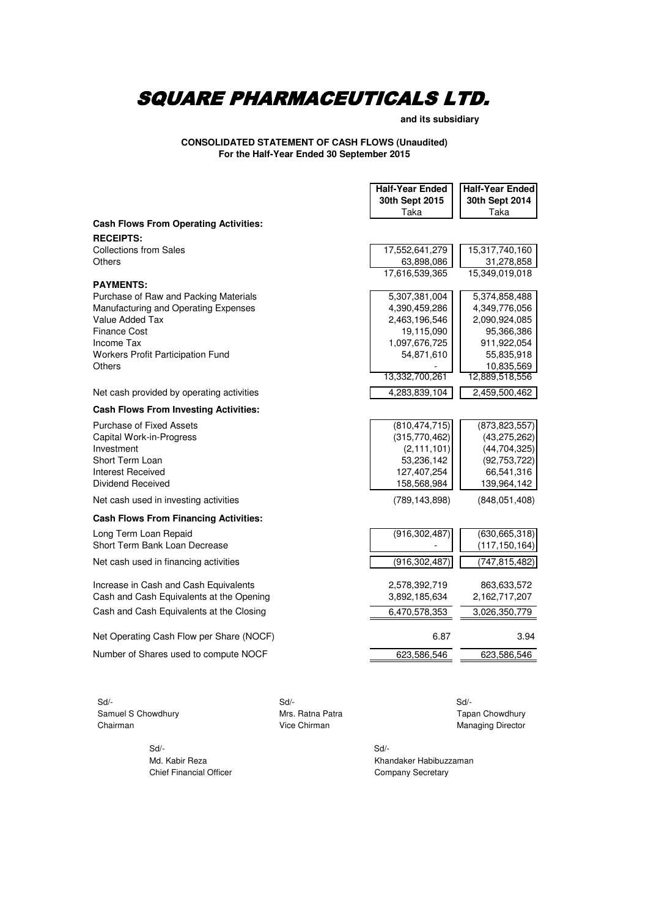# SQUARE PHARMACEUTICALS LTD.

**and its subsidiary**

**CONSOLIDATED STATEMENT OF CASH FLOWS (Unaudited)**
**For the Half-Year Ended 30 September 2015**

| | Half-Year Ended 30th Sept 2015 Taka | Half-Year Ended 30th Sept 2014 Taka |
|---|---|---|
| **Cash Flows From Operating Activities:** | | |
| **RECEIPTS:** | | |
| Collections from Sales | 17,552,641,279 | 15,317,740,160 |
| Others | 63,898,086 | 31,278,858 |
| | 17,616,539,365 | 15,349,019,018 |
| **PAYMENTS:** | | |
| Purchase of Raw and Packing Materials | 5,307,381,004 | 5,374,858,488 |
| Manufacturing and Operating Expenses | 4,390,459,286 | 4,349,776,056 |
| Value Added Tax | 2,463,196,546 | 2,090,924,085 |
| Finance Cost | 19,115,090 | 95,366,386 |
| Income Tax | 1,097,676,725 | 911,922,054 |
| Workers Profit Participation Fund | 54,871,610 | 55,835,918 |
| Others | - | 10,835,569 |
| | 13,332,700,261 | 12,889,518,556 |
| Net cash provided by operating activities | 4,283,839,104 | 2,459,500,462 |
| **Cash Flows From Investing Activities:** | | |
| Purchase of Fixed Assets | (810,474,715) | (873,823,557) |
| Capital Work-in-Progress | (315,770,462) | (43,275,262) |
| Investment | (2,111,101) | (44,704,325) |
| Short Term Loan | 53,236,142 | (92,753,722) |
| Interest Received | 127,407,254 | 66,541,316 |
| Dividend Received | 158,568,984 | 139,964,142 |
| Net cash used in investing activities | (789,143,898) | (848,051,408) |
| **Cash Flows From Financing Activities:** | | |
| Long Term Loan Repaid | (916,302,487) | (630,665,318) |
| Short Term Bank Loan Decrease | - | (117,150,164) |
| Net cash used in financing activities | (916,302,487) | (747,815,482) |
| Increase in Cash and Cash Equivalents | 2,578,392,719 | 863,633,572 |
| Cash and Cash Equivalents at the Opening | 3,892,185,634 | 2,162,717,207 |
| Cash and Cash Equivalents at the Closing | 6,470,578,353 | 3,026,350,779 |
| Net Operating Cash Flow per Share (NOCF) | 6.87 | 3.94 |
| Number of Shares used to compute NOCF | 623,586,546 | 623,586,546 |

Sd/-
Samuel S Chowdhury
Chairman

Sd/-
Mrs. Ratna Patra
Vice Chirman

Sd/-
Tapan Chowdhury
Managing Director

Sd/-
Md. Kabir Reza
Chief Financial Officer

Sd/-
Khandaker Habibuzzaman
Company Secretary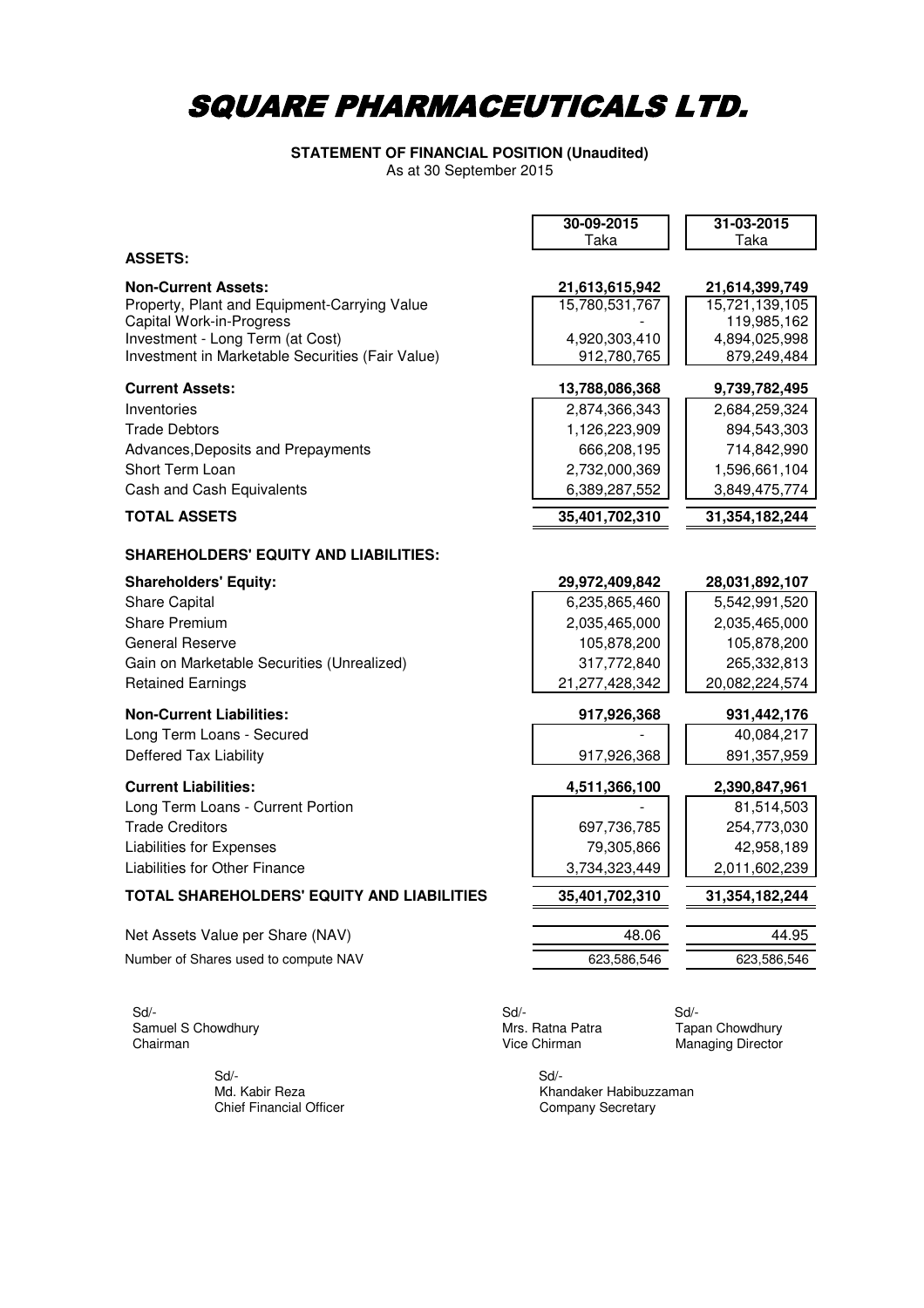# SQUARE PHARMACEUTICALS LTD.

**STATEMENT OF FINANCIAL POSITION (Unaudited)**
As at 30 September 2015

| | 30-09-2015<br>Taka | 31-03-2015<br>Taka |
|---|---|---|
| **ASSETS:** | | |
| **Non-Current Assets:** | **21,613,615,942** | **21,614,399,749** |
| Property, Plant and Equipment-Carrying Value | 15,780,531,767 | 15,721,139,105 |
| Capital Work-in-Progress | - | 119,985,162 |
| Investment - Long Term (at Cost) | 4,920,303,410 | 4,894,025,998 |
| Investment in Marketable Securities (Fair Value) | 912,780,765 | 879,249,484 |
| **Current Assets:** | **13,788,086,368** | **9,739,782,495** |
| Inventories | 2,874,366,343 | 2,684,259,324 |
| Trade Debtors | 1,126,223,909 | 894,543,303 |
| Advances,Deposits and Prepayments | 666,208,195 | 714,842,990 |
| Short Term Loan | 2,732,000,369 | 1,596,661,104 |
| Cash and Cash Equivalents | 6,389,287,552 | 3,849,475,774 |
| **TOTAL ASSETS** | **35,401,702,310** | **31,354,182,244** |
| **SHAREHOLDERS' EQUITY AND LIABILITIES:** | | |
| **Shareholders' Equity:** | **29,972,409,842** | **28,031,892,107** |
| Share Capital | 6,235,865,460 | 5,542,991,520 |
| Share Premium | 2,035,465,000 | 2,035,465,000 |
| General Reserve | 105,878,200 | 105,878,200 |
| Gain on Marketable Securities (Unrealized) | 317,772,840 | 265,332,813 |
| Retained Earnings | 21,277,428,342 | 20,082,224,574 |
| **Non-Current Liabilities:** | **917,926,368** | **931,442,176** |
| Long Term Loans - Secured | - | 40,084,217 |
| Deffered Tax Liability | 917,926,368 | 891,357,959 |
| **Current Liabilities:** | **4,511,366,100** | **2,390,847,961** |
| Long Term Loans - Current Portion | - | 81,514,503 |
| Trade Creditors | 697,736,785 | 254,773,030 |
| Liabilities for Expenses | 79,305,866 | 42,958,189 |
| Liabilities for Other Finance | 3,734,323,449 | 2,011,602,239 |
| **TOTAL SHAREHOLDERS' EQUITY AND LIABILITIES** | **35,401,702,310** | **31,354,182,244** |
| Net Assets Value per Share (NAV) | 48.06 | 44.95 |
| Number of Shares used to compute NAV | 623,586,546 | 623,586,546 |

Sd/-
Samuel S Chowdhury
Chairman

Sd/-
Mrs. Ratna Patra
Vice Chirman

Sd/-
Tapan Chowdhury
Managing Director

Sd/-
Md. Kabir Reza
Chief Financial Officer

Sd/-
Khandaker Habibuzzaman
Company Secretary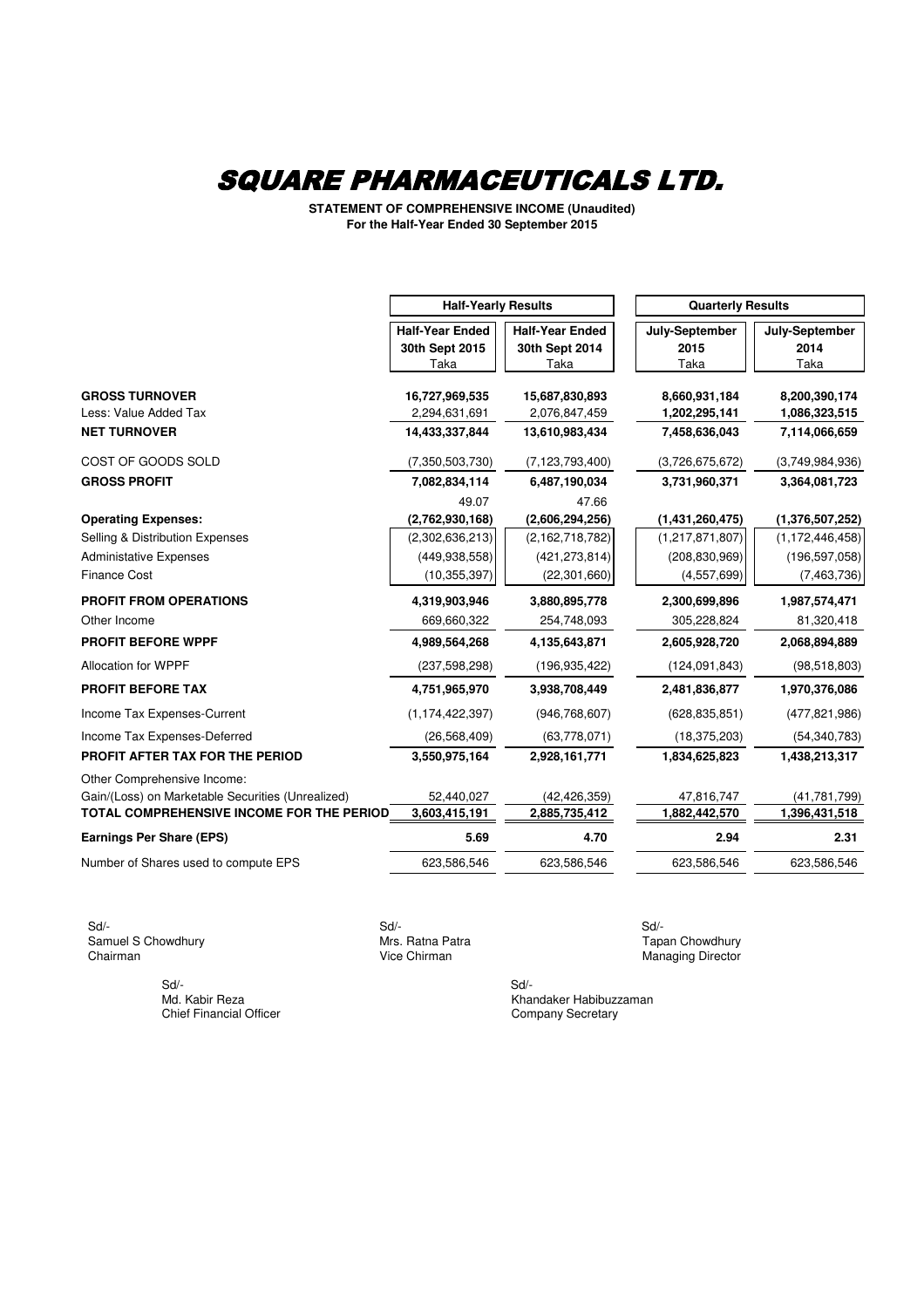# SQUARE PHARMACEUTICALS LTD.

**STATEMENT OF COMPREHENSIVE INCOME (Unaudited)**
**For the Half-Year Ended 30 September 2015**

| | Half-Yearly Results | | Quarterly Results | |
|---|---|---|---|---|
| | Half-Year Ended 30th Sept 2015 Taka | Half-Year Ended 30th Sept 2014 Taka | July-September 2015 Taka | July-September 2014 Taka |
| **GROSS TURNOVER** | **16,727,969,535** | **15,687,830,893** | **8,660,931,184** | **8,200,390,174** |
| Less: Value Added Tax | 2,294,631,691 | 2,076,847,459 | 1,202,295,141 | 1,086,323,515 |
| **NET TURNOVER** | **14,433,337,844** | **13,610,983,434** | **7,458,636,043** | **7,114,066,659** |
| COST OF GOODS SOLD | (7,350,503,730) | (7,123,793,400) | (3,726,675,672) | (3,749,984,936) |
| **GROSS PROFIT** | **7,082,834,114** | **6,487,190,034** | **3,731,960,371** | **3,364,081,723** |
| | 49.07 | 47.66 | | |
| **Operating Expenses:** | **(2,762,930,168)** | **(2,606,294,256)** | **(1,431,260,475)** | **(1,376,507,252)** |
| Selling & Distribution Expenses | (2,302,636,213) | (2,162,718,782) | (1,217,871,807) | (1,172,446,458) |
| Administative Expenses | (449,938,558) | (421,273,814) | (208,830,969) | (196,597,058) |
| Finance Cost | (10,355,397) | (22,301,660) | (4,557,699) | (7,463,736) |
| **PROFIT FROM OPERATIONS** | **4,319,903,946** | **3,880,895,778** | **2,300,699,896** | **1,987,574,471** |
| Other Income | 669,660,322 | 254,748,093 | 305,228,824 | 81,320,418 |
| **PROFIT BEFORE WPPF** | **4,989,564,268** | **4,135,643,871** | **2,605,928,720** | **2,068,894,889** |
| Allocation for WPPF | (237,598,298) | (196,935,422) | (124,091,843) | (98,518,803) |
| **PROFIT BEFORE TAX** | **4,751,965,970** | **3,938,708,449** | **2,481,836,877** | **1,970,376,086** |
| Income Tax Expenses-Current | (1,174,422,397) | (946,768,607) | (628,835,851) | (477,821,986) |
| Income Tax Expenses-Deferred | (26,568,409) | (63,778,071) | (18,375,203) | (54,340,783) |
| **PROFIT AFTER TAX FOR THE PERIOD** | **3,550,975,164** | **2,928,161,771** | **1,834,625,823** | **1,438,213,317** |
| Other Comprehensive Income: | | | | |
| Gain/(Loss) on Marketable Securities (Unrealized) | 52,440,027 | (42,426,359) | 47,816,747 | (41,781,799) |
| **TOTAL COMPREHENSIVE INCOME FOR THE PERIOD** | **3,603,415,191** | **2,885,735,412** | **1,882,442,570** | **1,396,431,518** |
| **Earnings Per Share (EPS)** | **5.69** | **4.70** | **2.94** | **2.31** |
| Number of Shares used to compute EPS | 623,586,546 | 623,586,546 | 623,586,546 | 623,586,546 |

Sd/-
Samuel S Chowdhury
Chairman

Sd/-
Mrs. Ratna Patra
Vice Chirman

Sd/-
Tapan Chowdhury
Managing Director

Sd/-
Md. Kabir Reza
Chief Financial Officer

Sd/-
Khandaker Habibuzzaman
Company Secretary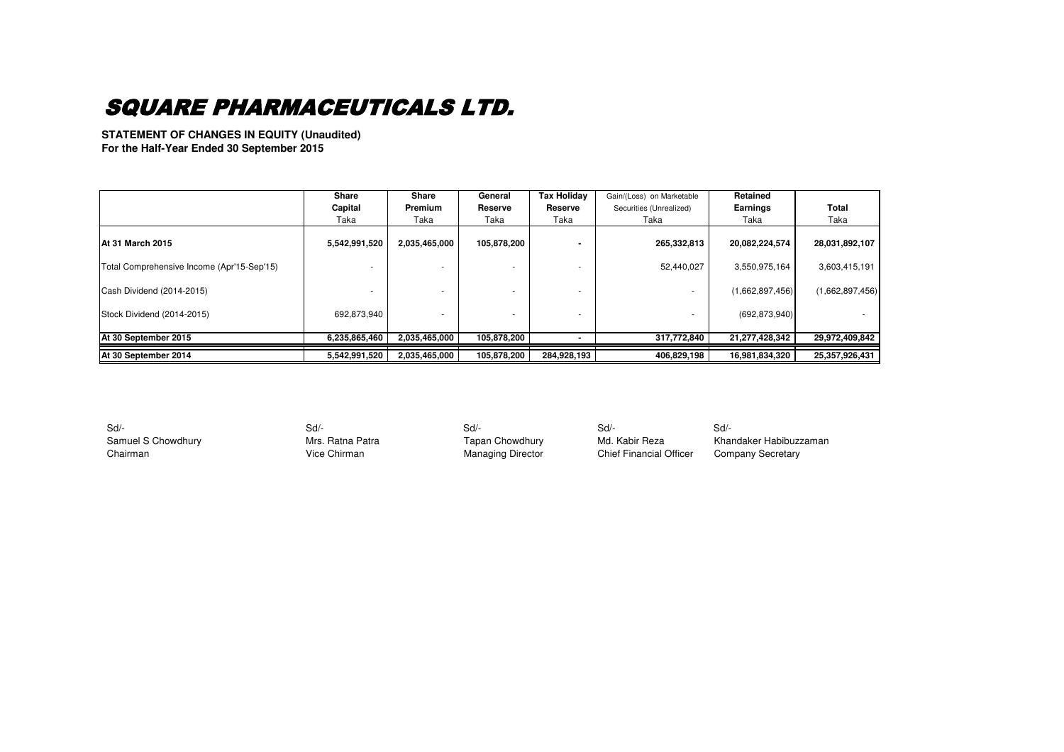# SQUARE PHARMACEUTICALS LTD.

**STATEMENT OF CHANGES IN EQUITY (Unaudited)**
**For the Half-Year Ended 30 September 2015**

| | Share Capital Taka | Share Premium Taka | General Reserve Taka | Tax Holiday Reserve Taka | Gain/(Loss) on Marketable Securities (Unrealized) Taka | Retained Earnings Taka | Total Taka |
|---|---|---|---|---|---|---|---|
| **At 31 March 2015** | **5,542,991,520** | **2,035,465,000** | **105,878,200** | **-** | **265,332,813** | **20,082,224,574** | **28,031,892,107** |
| Total Comprehensive Income (Apr'15-Sep'15) | - | - | - | - | 52,440,027 | 3,550,975,164 | 3,603,415,191 |
| Cash Dividend (2014-2015) | - | - | - | - | - | (1,662,897,456) | (1,662,897,456) |
| Stock Dividend (2014-2015) | 692,873,940 | - | - | - | - | (692,873,940) | - |
| **At 30 September 2015** | **6,235,865,460** | **2,035,465,000** | **105,878,200** | **-** | **317,772,840** | **21,277,428,342** | **29,972,409,842** |
| **At 30 September 2014** | **5,542,991,520** | **2,035,465,000** | **105,878,200** | **284,928,193** | **406,829,198** | **16,981,834,320** | **25,357,926,431** |

| Sd/- | Sd/- | Sd/- | Sd/- | Sd/- |
|---|---|---|---|---|
| Samuel S Chowdhury | Mrs. Ratna Patra | Tapan Chowdhury | Md. Kabir Reza | Khandaker Habibuzzaman |
| Chairman | Vice Chirman | Managing Director | Chief Financial Officer | Company Secretary |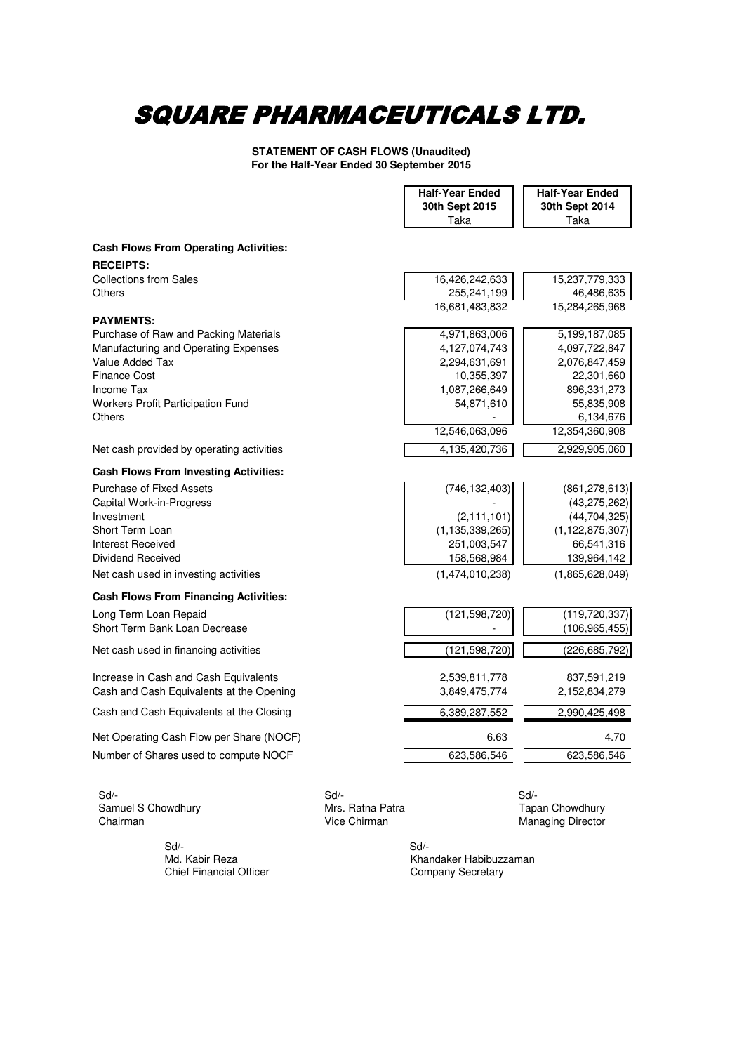# SQUARE PHARMACEUTICALS LTD.

**STATEMENT OF CASH FLOWS (Unaudited)**
**For the Half-Year Ended 30 September 2015**

| | Half-Year Ended 30th Sept 2015 Taka | Half-Year Ended 30th Sept 2014 Taka |
|---|---|---|
| **Cash Flows From Operating Activities:** | | |
| **RECEIPTS:** | | |
| Collections from Sales | 16,426,242,633 | 15,237,779,333 |
| Others | 255,241,199 | 46,486,635 |
| | 16,681,483,832 | 15,284,265,968 |
| **PAYMENTS:** | | |
| Purchase of Raw and Packing Materials | 4,971,863,006 | 5,199,187,085 |
| Manufacturing and Operating Expenses | 4,127,074,743 | 4,097,722,847 |
| Value Added Tax | 2,294,631,691 | 2,076,847,459 |
| Finance Cost | 10,355,397 | 22,301,660 |
| Income Tax | 1,087,266,649 | 896,331,273 |
| Workers Profit Participation Fund | 54,871,610 | 55,835,908 |
| Others | - | 6,134,676 |
| | 12,546,063,096 | 12,354,360,908 |
| Net cash provided by operating activities | 4,135,420,736 | 2,929,905,060 |
| **Cash Flows From Investing Activities:** | | |
| Purchase of Fixed Assets | (746,132,403) | (861,278,613) |
| Capital Work-in-Progress | - | (43,275,262) |
| Investment | (2,111,101) | (44,704,325) |
| Short Term Loan | (1,135,339,265) | (1,122,875,307) |
| Interest Received | 251,003,547 | 66,541,316 |
| Dividend Received | 158,568,984 | 139,964,142 |
| Net cash used in investing activities | (1,474,010,238) | (1,865,628,049) |
| **Cash Flows From Financing Activities:** | | |
| Long Term Loan Repaid | (121,598,720) | (119,720,337) |
| Short Term Bank Loan Decrease | - | (106,965,455) |
| Net cash used in financing activities | (121,598,720) | (226,685,792) |
| Increase in Cash and Cash Equivalents | 2,539,811,778 | 837,591,219 |
| Cash and Cash Equivalents at the Opening | 3,849,475,774 | 2,152,834,279 |
| Cash and Cash Equivalents at the Closing | 6,389,287,552 | 2,990,425,498 |
| Net Operating Cash Flow per Share (NOCF) | 6.63 | 4.70 |
| Number of Shares used to compute NOCF | 623,586,546 | 623,586,546 |

Sd/-
Samuel S Chowdhury
Chairman

Sd/-
Mrs. Ratna Patra
Vice Chirman

Sd/-
Tapan Chowdhury
Managing Director

Sd/-
Md. Kabir Reza
Chief Financial Officer

Sd/-
Khandaker Habibuzzaman
Company Secretary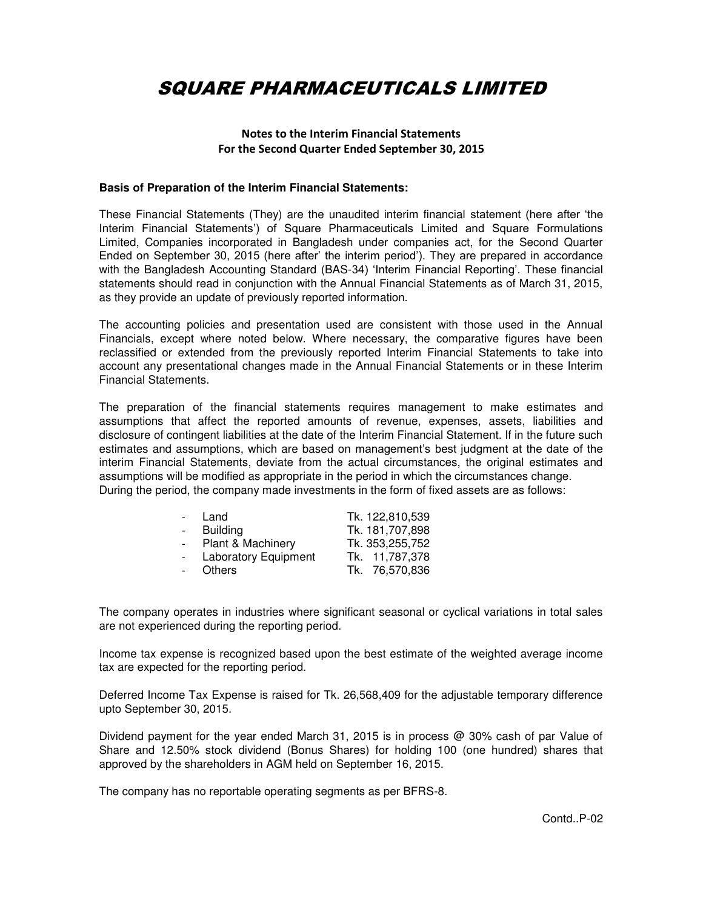# SQUARE PHARMACEUTICALS LIMITED

**Notes to the Interim Financial Statements**
**For the Second Quarter Ended September 30, 2015**

**Basis of Preparation of the Interim Financial Statements:**

These Financial Statements (They) are the unaudited interim financial statement (here after 'the Interim Financial Statements') of Square Pharmaceuticals Limited and Square Formulations Limited, Companies incorporated in Bangladesh under companies act, for the Second Quarter Ended on September 30, 2015 (here after' the interim period'). They are prepared in accordance with the Bangladesh Accounting Standard (BAS-34) 'Interim Financial Reporting'. These financial statements should read in conjunction with the Annual Financial Statements as of March 31, 2015, as they provide an update of previously reported information.

The accounting policies and presentation used are consistent with those used in the Annual Financials, except where noted below. Where necessary, the comparative figures have been reclassified or extended from the previously reported Interim Financial Statements to take into account any presentational changes made in the Annual Financial Statements or in these Interim Financial Statements.

The preparation of the financial statements requires management to make estimates and assumptions that affect the reported amounts of revenue, expenses, assets, liabilities and disclosure of contingent liabilities at the date of the Interim Financial Statement. If in the future such estimates and assumptions, which are based on management's best judgment at the date of the interim Financial Statements, deviate from the actual circumstances, the original estimates and assumptions will be modified as appropriate in the period in which the circumstances change.
During the period, the company made investments in the form of fixed assets are as follows:

| | |
|---|---|
| - Land | Tk. 122,810,539 |
| - Building | Tk. 181,707,898 |
| - Plant & Machinery | Tk. 353,255,752 |
| - Laboratory Equipment | Tk. 11,787,378 |
| - Others | Tk. 76,570,836 |

The company operates in industries where significant seasonal or cyclical variations in total sales are not experienced during the reporting period.

Income tax expense is recognized based upon the best estimate of the weighted average income tax are expected for the reporting period.

Deferred Income Tax Expense is raised for Tk. 26,568,409 for the adjustable temporary difference upto September 30, 2015.

Dividend payment for the year ended March 31, 2015 is in process @ 30% cash of par Value of Share and 12.50% stock dividend (Bonus Shares) for holding 100 (one hundred) shares that approved by the shareholders in AGM held on September 16, 2015.

The company has no reportable operating segments as per BFRS-8.

Contd..P-02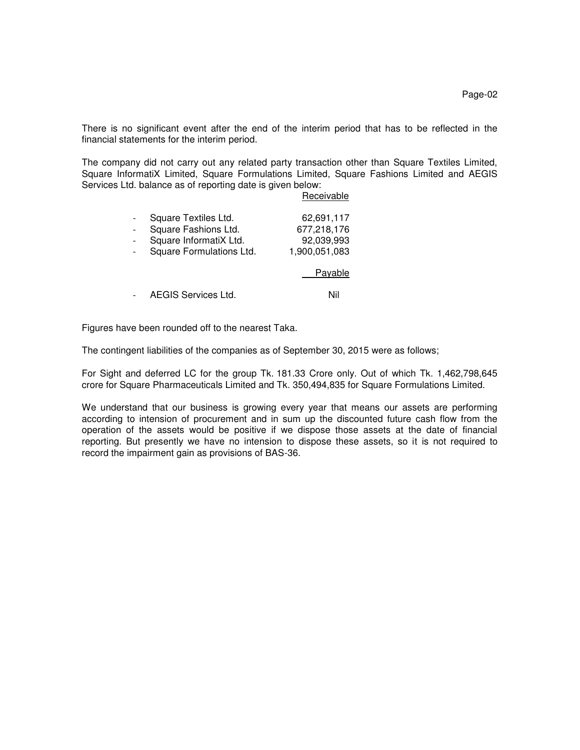There is no significant event after the end of the interim period that has to be reflected in the financial statements for the interim period.

The company did not carry out any related party transaction other than Square Textiles Limited, Square InformatiX Limited, Square Formulations Limited, Square Fashions Limited and AEGIS Services Ltd. balance as of reporting date is given below:

| | Receivable |
|---|---|
| - Square Textiles Ltd. | 62,691,117 |
| - Square Fashions Ltd. | 677,218,176 |
| - Square InformatiX Ltd. | 92,039,993 |
| - Square Formulations Ltd. | 1,900,051,083 |
| | Payable |
| - AEGIS Services Ltd. | Nil |

Figures have been rounded off to the nearest Taka.

The contingent liabilities of the companies as of September 30, 2015 were as follows;

For Sight and deferred LC for the group Tk. 181.33 Crore only. Out of which Tk. 1,462,798,645 crore for Square Pharmaceuticals Limited and Tk. 350,494,835 for Square Formulations Limited.

We understand that our business is growing every year that means our assets are performing according to intension of procurement and in sum up the discounted future cash flow from the operation of the assets would be positive if we dispose those assets at the date of financial reporting. But presently we have no intension to dispose these assets, so it is not required to record the impairment gain as provisions of BAS-36.